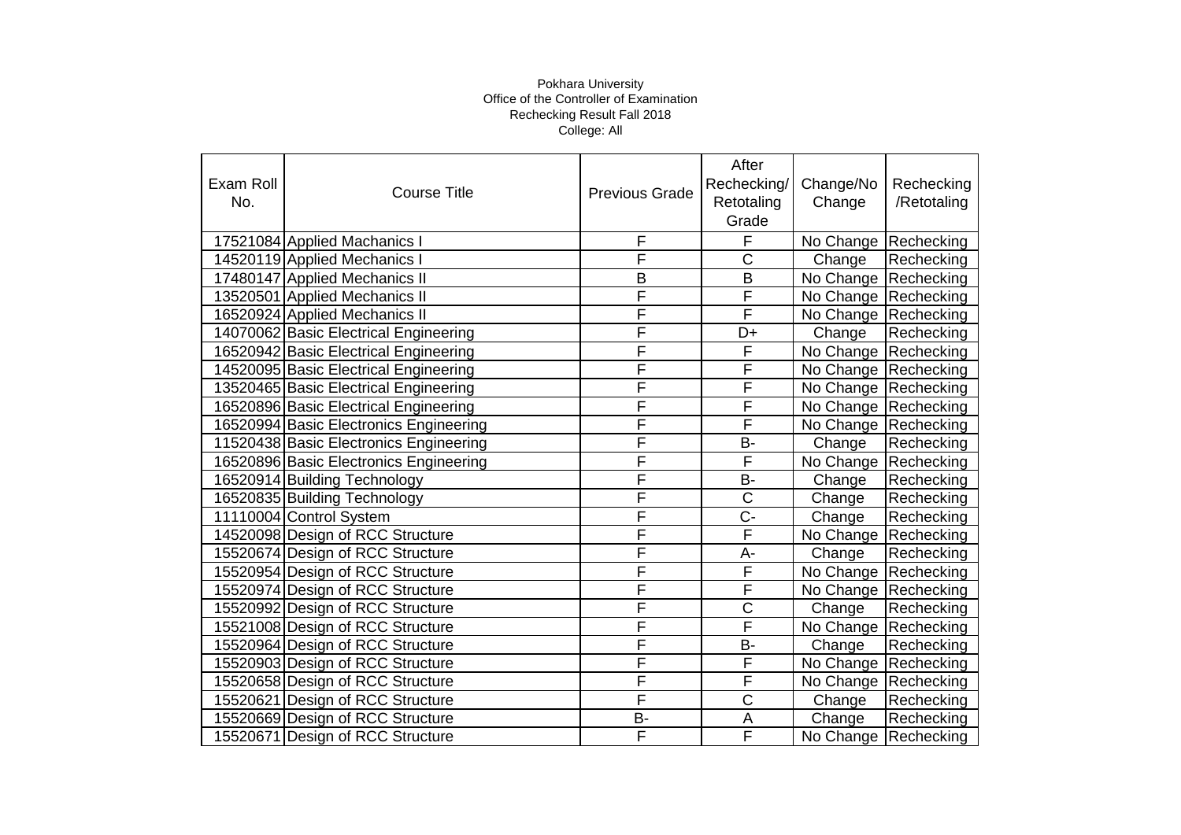Pokhara University
Office of the Controller of Examination
Rechecking Result Fall 2018
College: All

| Exam Roll No. | Course Title | Previous Grade | After Rechecking/ Retotaling Grade | Change/No Change | Rechecking /Retotaling |
|---|---|---|---|---|---|
| 17521084 | Applied Machanics I | F | F | No Change | Rechecking |
| 14520119 | Applied Mechanics I | F | C | Change | Rechecking |
| 17480147 | Applied Mechanics II | B | B | No Change | Rechecking |
| 13520501 | Applied Mechanics II | F | F | No Change | Rechecking |
| 16520924 | Applied Mechanics II | F | F | No Change | Rechecking |
| 14070062 | Basic Electrical Engineering | F | D+ | Change | Rechecking |
| 16520942 | Basic Electrical Engineering | F | F | No Change | Rechecking |
| 14520095 | Basic Electrical Engineering | F | F | No Change | Rechecking |
| 13520465 | Basic Electrical Engineering | F | F | No Change | Rechecking |
| 16520896 | Basic Electrical Engineering | F | F | No Change | Rechecking |
| 16520994 | Basic Electronics Engineering | F | F | No Change | Rechecking |
| 11520438 | Basic Electronics Engineering | F | B- | Change | Rechecking |
| 16520896 | Basic Electronics Engineering | F | F | No Change | Rechecking |
| 16520914 | Building Technology | F | B- | Change | Rechecking |
| 16520835 | Building Technology | F | C | Change | Rechecking |
| 11110004 | Control System | F | C- | Change | Rechecking |
| 14520098 | Design of RCC Structure | F | F | No Change | Rechecking |
| 15520674 | Design of RCC Structure | F | A- | Change | Rechecking |
| 15520954 | Design of RCC Structure | F | F | No Change | Rechecking |
| 15520974 | Design of RCC Structure | F | F | No Change | Rechecking |
| 15520992 | Design of RCC Structure | F | C | Change | Rechecking |
| 15521008 | Design of RCC Structure | F | F | No Change | Rechecking |
| 15520964 | Design of RCC Structure | F | B- | Change | Rechecking |
| 15520903 | Design of RCC Structure | F | F | No Change | Rechecking |
| 15520658 | Design of RCC Structure | F | F | No Change | Rechecking |
| 15520621 | Design of RCC Structure | F | C | Change | Rechecking |
| 15520669 | Design of RCC Structure | B- | A | Change | Rechecking |
| 15520671 | Design of RCC Structure | F | F | No Change | Rechecking |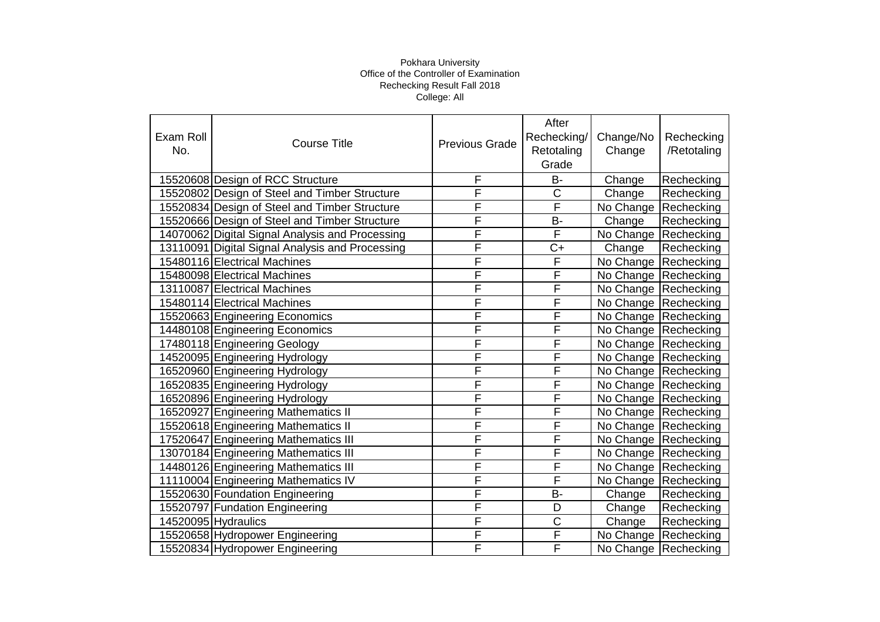Pokhara University
Office of the Controller of Examination
Rechecking Result Fall 2018
College: All

| Exam Roll No. | Course Title | Previous Grade | After Rechecking/ Retotaling Grade | Change/No Change | Rechecking /Retotaling |
|---|---|---|---|---|---|
| 15520608 | Design of RCC Structure | F | B- | Change | Rechecking |
| 15520802 | Design of Steel and Timber Structure | F | C | Change | Rechecking |
| 15520834 | Design of Steel and Timber Structure | F | F | No Change | Rechecking |
| 15520666 | Design of Steel and Timber Structure | F | B- | Change | Rechecking |
| 14070062 | Digital Signal Analysis and Processing | F | F | No Change | Rechecking |
| 13110091 | Digital Signal Analysis and Processing | F | C+ | Change | Rechecking |
| 15480116 | Electrical Machines | F | F | No Change | Rechecking |
| 15480098 | Electrical Machines | F | F | No Change | Rechecking |
| 13110087 | Electrical Machines | F | F | No Change | Rechecking |
| 15480114 | Electrical Machines | F | F | No Change | Rechecking |
| 15520663 | Engineering Economics | F | F | No Change | Rechecking |
| 14480108 | Engineering Economics | F | F | No Change | Rechecking |
| 17480118 | Engineering Geology | F | F | No Change | Rechecking |
| 14520095 | Engineering Hydrology | F | F | No Change | Rechecking |
| 16520960 | Engineering Hydrology | F | F | No Change | Rechecking |
| 16520835 | Engineering Hydrology | F | F | No Change | Rechecking |
| 16520896 | Engineering Hydrology | F | F | No Change | Rechecking |
| 16520927 | Engineering Mathematics II | F | F | No Change | Rechecking |
| 15520618 | Engineering Mathematics II | F | F | No Change | Rechecking |
| 17520647 | Engineering Mathematics III | F | F | No Change | Rechecking |
| 13070184 | Engineering Mathematics III | F | F | No Change | Rechecking |
| 14480126 | Engineering Mathematics III | F | F | No Change | Rechecking |
| 11110004 | Engineering Mathematics IV | F | F | No Change | Rechecking |
| 15520630 | Foundation Engineering | F | B- | Change | Rechecking |
| 15520797 | Fundation Engineering | F | D | Change | Rechecking |
| 14520095 | Hydraulics | F | C | Change | Rechecking |
| 15520658 | Hydropower Engineering | F | F | No Change | Rechecking |
| 15520834 | Hydropower Engineering | F | F | No Change | Rechecking |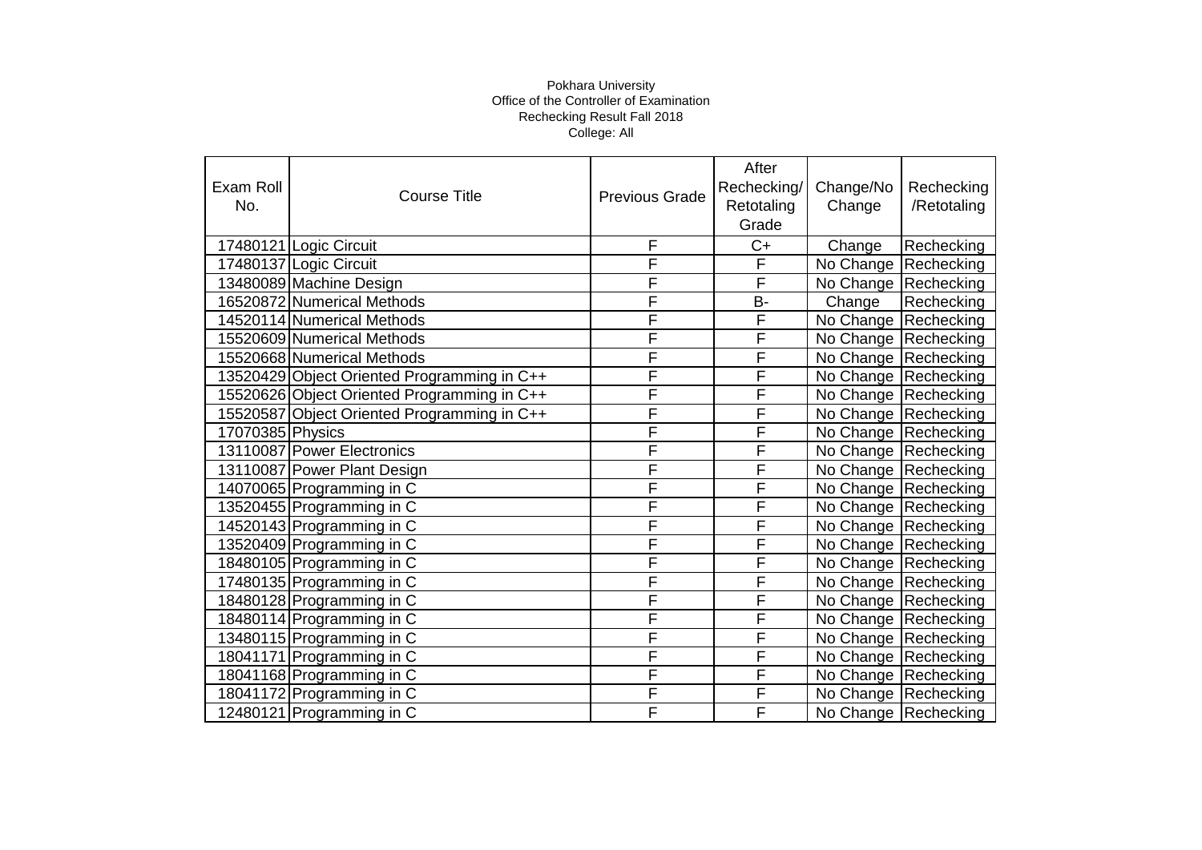Pokhara University
Office of the Controller of Examination
Rechecking Result Fall 2018
College: All

| Exam Roll No. | Course Title | Previous Grade | After Rechecking/ Retotaling Grade | Change/No Change | Rechecking /Retotaling |
|---|---|---|---|---|---|
| 17480121 | Logic Circuit | F | C+ | Change | Rechecking |
| 17480137 | Logic Circuit | F | F | No Change | Rechecking |
| 13480089 | Machine Design | F | F | No Change | Rechecking |
| 16520872 | Numerical Methods | F | B- | Change | Rechecking |
| 14520114 | Numerical Methods | F | F | No Change | Rechecking |
| 15520609 | Numerical Methods | F | F | No Change | Rechecking |
| 15520668 | Numerical Methods | F | F | No Change | Rechecking |
| 13520429 | Object Oriented Programming in C++ | F | F | No Change | Rechecking |
| 15520626 | Object Oriented Programming in C++ | F | F | No Change | Rechecking |
| 15520587 | Object Oriented Programming in C++ | F | F | No Change | Rechecking |
| 17070385 | Physics | F | F | No Change | Rechecking |
| 13110087 | Power Electronics | F | F | No Change | Rechecking |
| 13110087 | Power Plant Design | F | F | No Change | Rechecking |
| 14070065 | Programming in C | F | F | No Change | Rechecking |
| 13520455 | Programming in C | F | F | No Change | Rechecking |
| 14520143 | Programming in C | F | F | No Change | Rechecking |
| 13520409 | Programming in C | F | F | No Change | Rechecking |
| 18480105 | Programming in C | F | F | No Change | Rechecking |
| 17480135 | Programming in C | F | F | No Change | Rechecking |
| 18480128 | Programming in C | F | F | No Change | Rechecking |
| 18480114 | Programming in C | F | F | No Change | Rechecking |
| 13480115 | Programming in C | F | F | No Change | Rechecking |
| 18041171 | Programming in C | F | F | No Change | Rechecking |
| 18041168 | Programming in C | F | F | No Change | Rechecking |
| 18041172 | Programming in C | F | F | No Change | Rechecking |
| 12480121 | Programming in C | F | F | No Change | Rechecking |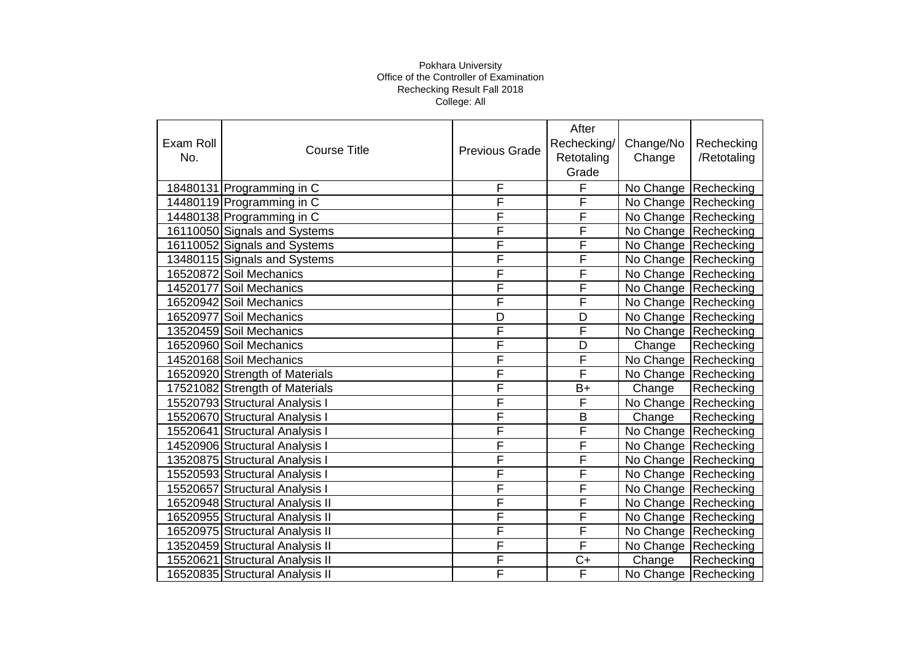Pokhara University
Office of the Controller of Examination
Rechecking Result Fall 2018
College: All

| Exam Roll No. | Course Title | Previous Grade | After Rechecking/ Retotaling Grade | Change/No Change | Rechecking /Retotaling |
|---|---|---|---|---|---|
| 18480131 | Programming in C | F | F | No Change | Rechecking |
| 14480119 | Programming in C | F | F | No Change | Rechecking |
| 14480138 | Programming in C | F | F | No Change | Rechecking |
| 16110050 | Signals and Systems | F | F | No Change | Rechecking |
| 16110052 | Signals and Systems | F | F | No Change | Rechecking |
| 13480115 | Signals and Systems | F | F | No Change | Rechecking |
| 16520872 | Soil Mechanics | F | F | No Change | Rechecking |
| 14520177 | Soil Mechanics | F | F | No Change | Rechecking |
| 16520942 | Soil Mechanics | F | F | No Change | Rechecking |
| 16520977 | Soil Mechanics | D | D | No Change | Rechecking |
| 13520459 | Soil Mechanics | F | F | No Change | Rechecking |
| 16520960 | Soil Mechanics | F | D | Change | Rechecking |
| 14520168 | Soil Mechanics | F | F | No Change | Rechecking |
| 16520920 | Strength of Materials | F | F | No Change | Rechecking |
| 17521082 | Strength of Materials | F | B+ | Change | Rechecking |
| 15520793 | Structural Analysis I | F | F | No Change | Rechecking |
| 15520670 | Structural Analysis I | F | B | Change | Rechecking |
| 15520641 | Structural Analysis I | F | F | No Change | Rechecking |
| 14520906 | Structural Analysis I | F | F | No Change | Rechecking |
| 13520875 | Structural Analysis I | F | F | No Change | Rechecking |
| 15520593 | Structural Analysis I | F | F | No Change | Rechecking |
| 15520657 | Structural Analysis I | F | F | No Change | Rechecking |
| 16520948 | Structural Analysis II | F | F | No Change | Rechecking |
| 16520955 | Structural Analysis II | F | F | No Change | Rechecking |
| 16520975 | Structural Analysis II | F | F | No Change | Rechecking |
| 13520459 | Structural Analysis II | F | F | No Change | Rechecking |
| 15520621 | Structural Analysis II | F | C+ | Change | Rechecking |
| 16520835 | Structural Analysis II | F | F | No Change | Rechecking |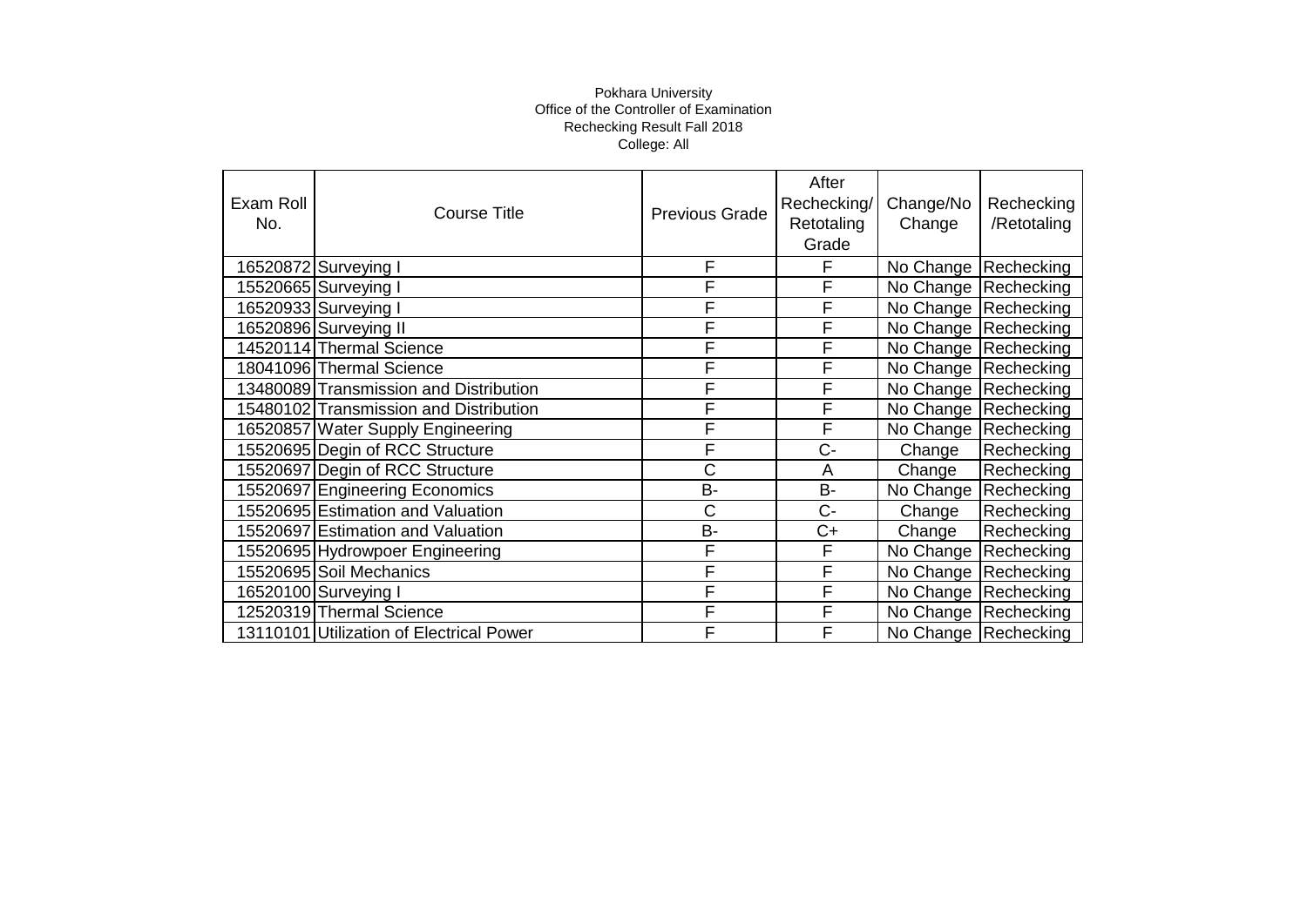Pokhara University
Office of the Controller of Examination
Rechecking Result Fall 2018
College: All

| Exam Roll No. | Course Title | Previous Grade | After Rechecking/ Retotaling Grade | Change/No Change | Rechecking /Retotaling |
|---|---|---|---|---|---|
| 16520872 | Surveying I | F | F | No Change | Rechecking |
| 15520665 | Surveying I | F | F | No Change | Rechecking |
| 16520933 | Surveying I | F | F | No Change | Rechecking |
| 16520896 | Surveying II | F | F | No Change | Rechecking |
| 14520114 | Thermal Science | F | F | No Change | Rechecking |
| 18041096 | Thermal Science | F | F | No Change | Rechecking |
| 13480089 | Transmission and Distribution | F | F | No Change | Rechecking |
| 15480102 | Transmission and Distribution | F | F | No Change | Rechecking |
| 16520857 | Water Supply Engineering | F | F | No Change | Rechecking |
| 15520695 | Degin of RCC Structure | F | C- | Change | Rechecking |
| 15520697 | Degin of RCC Structure | C | A | Change | Rechecking |
| 15520697 | Engineering Economics | B- | B- | No Change | Rechecking |
| 15520695 | Estimation and Valuation | C | C- | Change | Rechecking |
| 15520697 | Estimation and Valuation | B- | C+ | Change | Rechecking |
| 15520695 | Hydrowpoer Engineering | F | F | No Change | Rechecking |
| 15520695 | Soil Mechanics | F | F | No Change | Rechecking |
| 16520100 | Surveying I | F | F | No Change | Rechecking |
| 12520319 | Thermal Science | F | F | No Change | Rechecking |
| 13110101 | Utilization of Electrical Power | F | F | No Change | Rechecking |